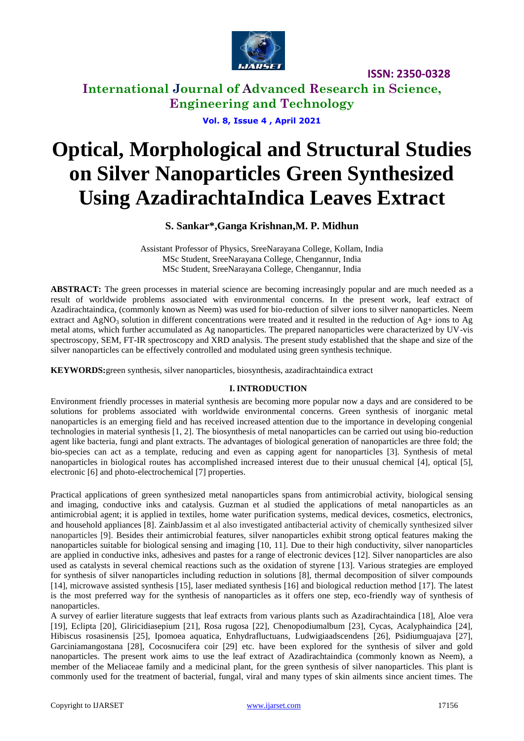# Optical, Morphological and Structural Studies on Silver Nanoparticles Green Synthesized Using AzadirachtaIndica Leaves Extract

**S. Sankar\*,Ganga Krishnan,M. P. Midhun**

Assistant Professor of Physics, SreeNarayana College, Kollam, India
MSc Student, SreeNarayana College, Chengannur, India
MSc Student, SreeNarayana College, Chengannur, India

**ABSTRACT:** The green processes in material science are becoming increasingly popular and are much needed as a result of worldwide problems associated with environmental concerns. In the present work, leaf extract of Azadirachtaindica, (commonly known as Neem) was used for bio-reduction of silver ions to silver nanoparticles. Neem extract and $AgNO_3$ solution in different concentrations were treated and it resulted in the reduction of Ag+ ions to Ag metal atoms, which further accumulated as Ag nanoparticles. The prepared nanoparticles were characterized by UV-vis spectroscopy, SEM, FT-IR spectroscopy and XRD analysis. The present study established that the shape and size of the silver nanoparticles can be effectively controlled and modulated using green synthesis technique.

**KEYWORDS:** green synthesis, silver nanoparticles, biosynthesis, azadirachtaindica extract

## I. INTRODUCTION

Environment friendly processes in material synthesis are becoming more popular now a days and are considered to be solutions for problems associated with worldwide environmental concerns. Green synthesis of inorganic metal nanoparticles is an emerging field and has received increased attention due to the importance in developing congenial technologies in material synthesis [1, 2]. The biosynthesis of metal nanoparticles can be carried out using bio-reduction agent like bacteria, fungi and plant extracts. The advantages of biological generation of nanoparticles are three fold; the bio-species can act as a template, reducing and even as capping agent for nanoparticles [3]. Synthesis of metal nanoparticles in biological routes has accomplished increased interest due to their unusual chemical [4], optical [5], electronic [6] and photo-electrochemical [7] properties.

Practical applications of green synthesized metal nanoparticles spans from antimicrobial activity, biological sensing and imaging, conductive inks and catalysis. Guzman et al studied the applications of metal nanoparticles as an antimicrobial agent; it is applied in textiles, home water purification systems, medical devices, cosmetics, electronics, and household appliances [8]. ZainbJassim et al also investigated antibacterial activity of chemically synthesized silver nanoparticles [9]. Besides their antimicrobial features, silver nanoparticles exhibit strong optical features making the nanoparticles suitable for biological sensing and imaging [10, 11]. Due to their high conductivity, silver nanoparticles are applied in conductive inks, adhesives and pastes for a range of electronic devices [12]. Silver nanoparticles are also used as catalysts in several chemical reactions such as the oxidation of styrene [13]. Various strategies are employed for synthesis of silver nanoparticles including reduction in solutions [8], thermal decomposition of silver compounds [14], microwave assisted synthesis [15], laser mediated synthesis [16] and biological reduction method [17]. The latest is the most preferred way for the synthesis of nanoparticles as it offers one step, eco-friendly way of synthesis of nanoparticles.

A survey of earlier literature suggests that leaf extracts from various plants such as Azadirachtaindica [18], Aloe vera [19], Eclipta [20], Gliricidiasepium [21], Rosa rugosa [22], Chenopodiumalbum [23], Cycas, Acalyphaindica [24], Hibiscus rosasinensis [25], Ipomoea aquatica, Enhydrafluctuans, Ludwigiaadscendens [26], Psidiumguajava [27], Garciniamangostana [28], Cocosnucifera coir [29] etc. have been explored for the synthesis of silver and gold nanoparticles. The present work aims to use the leaf extract of Azadirachtaindica (commonly known as Neem), a member of the Meliaceae family and a medicinal plant, for the green synthesis of silver nanoparticles. This plant is commonly used for the treatment of bacterial, fungal, viral and many types of skin ailments since ancient times. The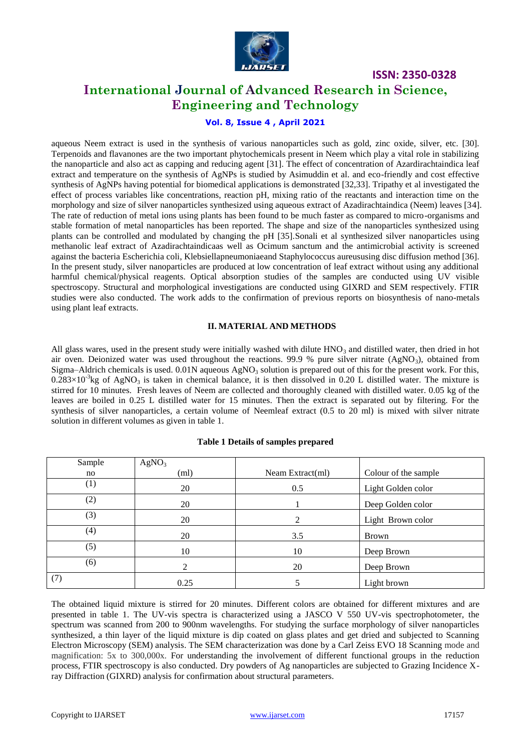aqueous Neem extract is used in the synthesis of various nanoparticles such as gold, zinc oxide, silver, etc. [30]. Terpenoids and flavanones are the two important phytochemicals present in Neem which play a vital role in stabilizing the nanoparticle and also act as capping and reducing agent [31]. The effect of concentration of Azardirachtaindica leaf extract and temperature on the synthesis of AgNPs is studied by Asimuddin et al. and eco-friendly and cost effective synthesis of AgNPs having potential for biomedical applications is demonstrated [32,33]. Tripathy et al investigated the effect of process variables like concentrations, reaction pH, mixing ratio of the reactants and interaction time on the morphology and size of silver nanoparticles synthesized using aqueous extract of Azadirachtaindica (Neem) leaves [34]. The rate of reduction of metal ions using plants has been found to be much faster as compared to micro-organisms and stable formation of metal nanoparticles has been reported. The shape and size of the nanoparticles synthesized using plants can be controlled and modulated by changing the pH [35].Sonali et al synthesized silver nanoparticles using methanolic leaf extract of Azadirachtaindicaas well as Ocimum sanctum and the antimicrobial activity is screened against the bacteria Escherichia coli, Klebsiellapneumoniaeand Staphylococcus aureususing disc diffusion method [36]. In the present study, silver nanoparticles are produced at low concentration of leaf extract without using any additional harmful chemical/physical reagents. Optical absorption studies of the samples are conducted using UV visible spectroscopy. Structural and morphological investigations are conducted using GIXRD and SEM respectively. FTIR studies were also conducted. The work adds to the confirmation of previous reports on biosynthesis of nano-metals using plant leaf extracts.

## II. MATERIAL AND METHODS

All glass wares, used in the present study were initially washed with dilute $HNO_3$ and distilled water, then dried in hot air oven. Deionized water was used throughout the reactions. 99.9 % pure silver nitrate ($AgNO_3$), obtained from Sigma–Aldrich chemicals is used. 0.01N aqueous $AgNO_3$ solution is prepared out of this for the present work. For this, $0.283\times10^{-3}$kg of $AgNO_3$ is taken in chemical balance, it is then dissolved in 0.20 L distilled water. The mixture is stirred for 10 minutes. Fresh leaves of Neem are collected and thoroughly cleaned with distilled water. 0.05 kg of the leaves are boiled in 0.25 L distilled water for 15 minutes. Then the extract is separated out by filtering. For the synthesis of silver nanoparticles, a certain volume of Neemleaf extract (0.5 to 20 ml) is mixed with silver nitrate solution in different volumes as given in table 1.

**Table 1 Details of samples prepared**

| Sample no | $AgNO_3$ (ml) | Neam Extract(ml) | Colour of the sample |
|---|---|---|---|
| (1) | 20 | 0.5 | Light Golden color |
| (2) | 20 | 1 | Deep Golden color |
| (3) | 20 | 2 | Light Brown color |
| (4) | 20 | 3.5 | Brown |
| (5) | 10 | 10 | Deep Brown |
| (6) | 2 | 20 | Deep Brown |
| (7) | 0.25 | 5 | Light brown |

The obtained liquid mixture is stirred for 20 minutes. Different colors are obtained for different mixtures and are presented in table 1. The UV-vis spectra is characterized using a JASCO V 550 UV-vis spectrophotometer, the spectrum was scanned from 200 to 900nm wavelengths. For studying the surface morphology of silver nanoparticles synthesized, a thin layer of the liquid mixture is dip coated on glass plates and get dried and subjected to Scanning Electron Microscopy (SEM) analysis. The SEM characterization was done by a Carl Zeiss EVO 18 Scanning mode and magnification: 5x to 300,000x. For understanding the involvement of different functional groups in the reduction process, FTIR spectroscopy is also conducted. Dry powders of Ag nanoparticles are subjected to Grazing Incidence X-ray Diffraction (GIXRD) analysis for confirmation about structural parameters.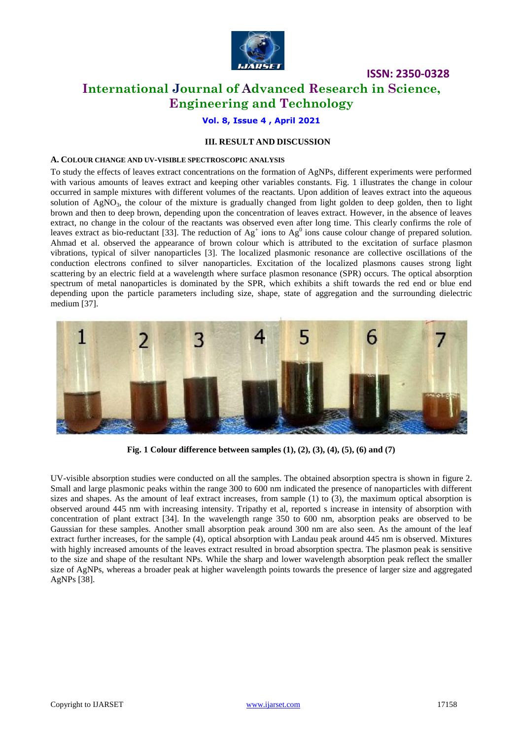## III. RESULT AND DISCUSSION

### A. COLOUR CHANGE AND UV-VISIBLE SPECTROSCOPIC ANALYSIS

To study the effects of leaves extract concentrations on the formation of AgNPs, different experiments were performed with various amounts of leaves extract and keeping other variables constants. Fig. 1 illustrates the change in colour occurred in sample mixtures with different volumes of the reactants. Upon addition of leaves extract into the aqueous solution of $AgNO_3$, the colour of the mixture is gradually changed from light golden to deep golden, then to light brown and then to deep brown, depending upon the concentration of leaves extract. However, in the absence of leaves extract, no change in the colour of the reactants was observed even after long time. This clearly confirms the role of leaves extract as bio-reductant [33]. The reduction of $Ag^+$ ions to $Ag^0$ ions cause colour change of prepared solution. Ahmad et al. observed the appearance of brown colour which is attributed to the excitation of surface plasmon vibrations, typical of silver nanoparticles [3]. The localized plasmonic resonance are collective oscillations of the conduction electrons confined to silver nanoparticles. Excitation of the localized plasmons causes strong light scattering by an electric field at a wavelength where surface plasmon resonance (SPR) occurs. The optical absorption spectrum of metal nanoparticles is dominated by the SPR, which exhibits a shift towards the red end or blue end depending upon the particle parameters including size, shape, state of aggregation and the surrounding dielectric medium [37].

**Fig. 1 Colour difference between samples (1), (2), (3), (4), (5), (6) and (7)**

UV-visible absorption studies were conducted on all the samples. The obtained absorption spectra is shown in figure 2. Small and large plasmonic peaks within the range 300 to 600 nm indicated the presence of nanoparticles with different sizes and shapes. As the amount of leaf extract increases, from sample (1) to (3), the maximum optical absorption is observed around 445 nm with increasing intensity. Tripathy et al, reported s increase in intensity of absorption with concentration of plant extract [34]. In the wavelength range 350 to 600 nm, absorption peaks are observed to be Gaussian for these samples. Another small absorption peak around 300 nm are also seen. As the amount of the leaf extract further increases, for the sample (4), optical absorption with Landau peak around 445 nm is observed. Mixtures with highly increased amounts of the leaves extract resulted in broad absorption spectra. The plasmon peak is sensitive to the size and shape of the resultant NPs. While the sharp and lower wavelength absorption peak reflect the smaller size of AgNPs, whereas a broader peak at higher wavelength points towards the presence of larger size and aggregated AgNPs [38].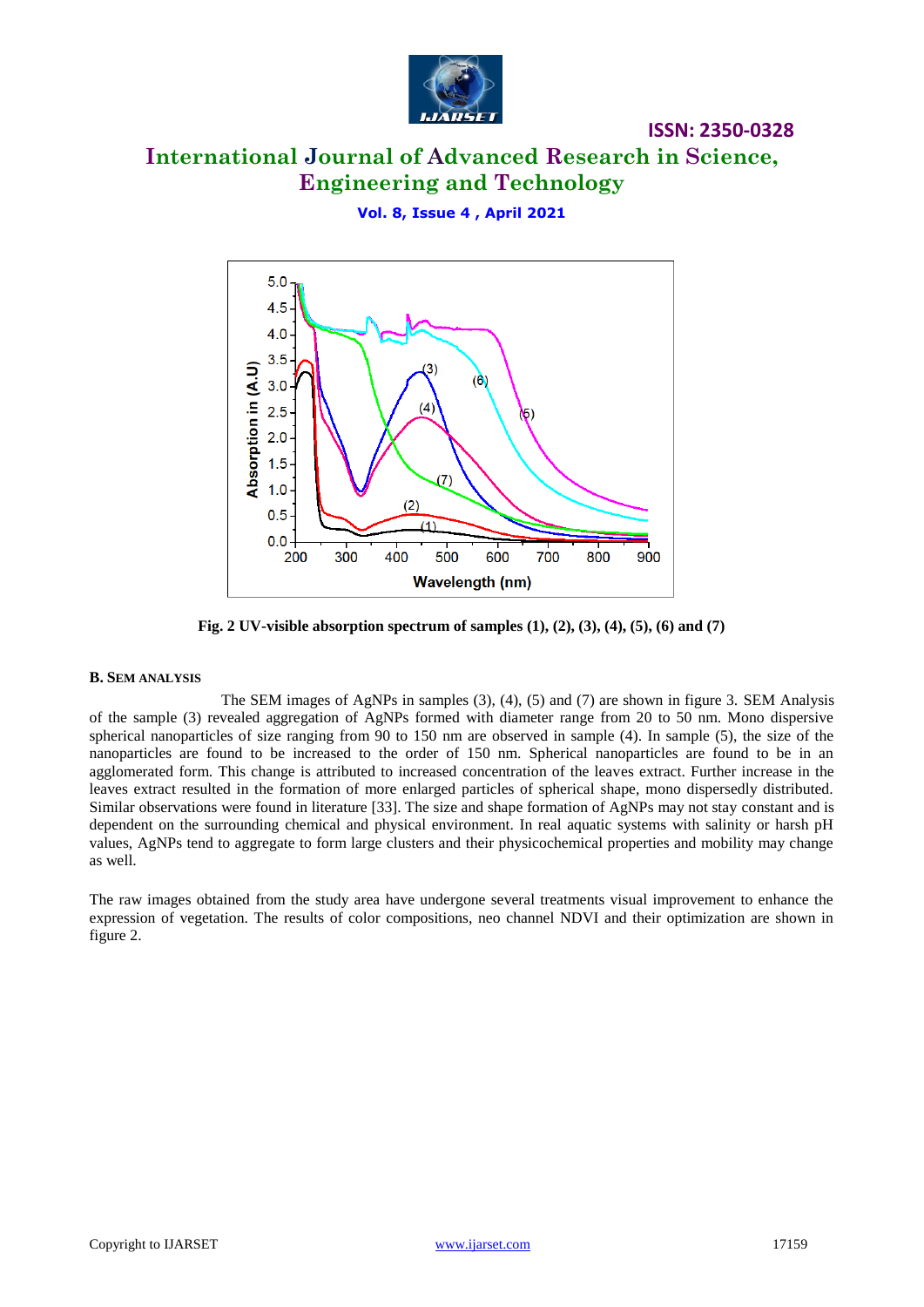Fig. 2 UV-visible absorption spectrum of samples (1), (2), (3), (4), (5), (6) and (7)

### B. SEM ANALYSIS

The SEM images of AgNPs in samples (3), (4), (5) and (7) are shown in figure 3. SEM Analysis of the sample (3) revealed aggregation of AgNPs formed with diameter range from 20 to 50 nm. Mono dispersive spherical nanoparticles of size ranging from 90 to 150 nm are observed in sample (4). In sample (5), the size of the nanoparticles are found to be increased to the order of 150 nm. Spherical nanoparticles are found to be in an agglomerated form. This change is attributed to increased concentration of the leaves extract. Further increase in the leaves extract resulted in the formation of more enlarged particles of spherical shape, mono dispersedly distributed. Similar observations were found in literature [33]. The size and shape formation of AgNPs may not stay constant and is dependent on the surrounding chemical and physical environment. In real aquatic systems with salinity or harsh pH values, AgNPs tend to aggregate to form large clusters and their physicochemical properties and mobility may change as well.

The raw images obtained from the study area have undergone several treatments visual improvement to enhance the expression of vegetation. The results of color compositions, neo channel NDVI and their optimization are shown in figure 2.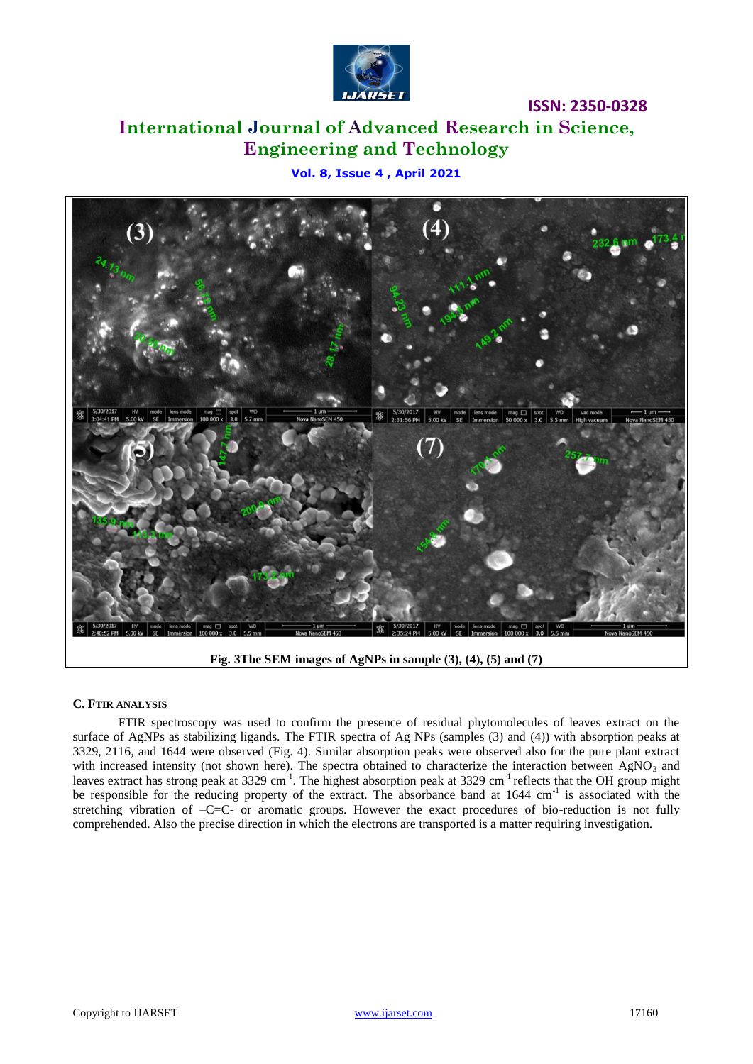Fig. 3The SEM images of AgNPs in sample (3), (4), (5) and (7)

### C. FTIR ANALYSIS

FTIR spectroscopy was used to confirm the presence of residual phytomolecules of leaves extract on the surface of AgNPs as stabilizing ligands. The FTIR spectra of Ag NPs (samples (3) and (4)) with absorption peaks at 3329, 2116, and 1644 were observed (Fig. 4). Similar absorption peaks were observed also for the pure plant extract with increased intensity (not shown here). The spectra obtained to characterize the interaction between $AgNO_3$ and leaves extract has strong peak at 3329 $cm^{-1}$. The highest absorption peak at 3329 $cm^{-1}$ reflects that the OH group might be responsible for the reducing property of the extract. The absorbance band at 1644 $cm^{-1}$ is associated with the stretching vibration of –C=C- or aromatic groups. However the exact procedures of bio-reduction is not fully comprehended. Also the precise direction in which the electrons are transported is a matter requiring investigation.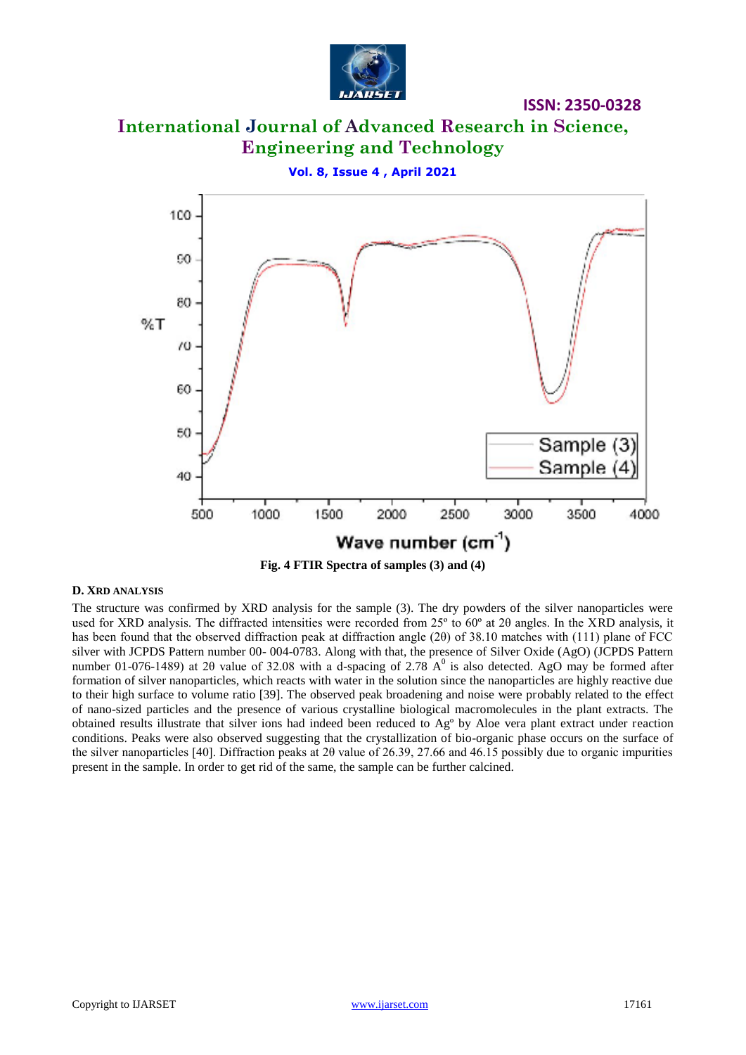Fig. 4 FTIR Spectra of samples (3) and (4)

### D. XRD ANALYSIS

The structure was confirmed by XRD analysis for the sample (3). The dry powders of the silver nanoparticles were used for XRD analysis. The diffracted intensities were recorded from 25º to 60º at 2θ angles. In the XRD analysis, it has been found that the observed diffraction peak at diffraction angle (2θ) of 38.10 matches with (111) plane of FCC silver with JCPDS Pattern number 00- 004-0783. Along with that, the presence of Silver Oxide (AgO) (JCPDS Pattern number 01-076-1489) at 2θ value of 32.08 with a d-spacing of 2.78 $A^0$ is also detected. AgO may be formed after formation of silver nanoparticles, which reacts with water in the solution since the nanoparticles are highly reactive due to their high surface to volume ratio [39]. The observed peak broadening and noise were probably related to the effect of nano-sized particles and the presence of various crystalline biological macromolecules in the plant extracts. The obtained results illustrate that silver ions had indeed been reduced to $Ag^o$ by Aloe vera plant extract under reaction conditions. Peaks were also observed suggesting that the crystallization of bio-organic phase occurs on the surface of the silver nanoparticles [40]. Diffraction peaks at 2θ value of 26.39, 27.66 and 46.15 possibly due to organic impurities present in the sample. In order to get rid of the same, the sample can be further calcined.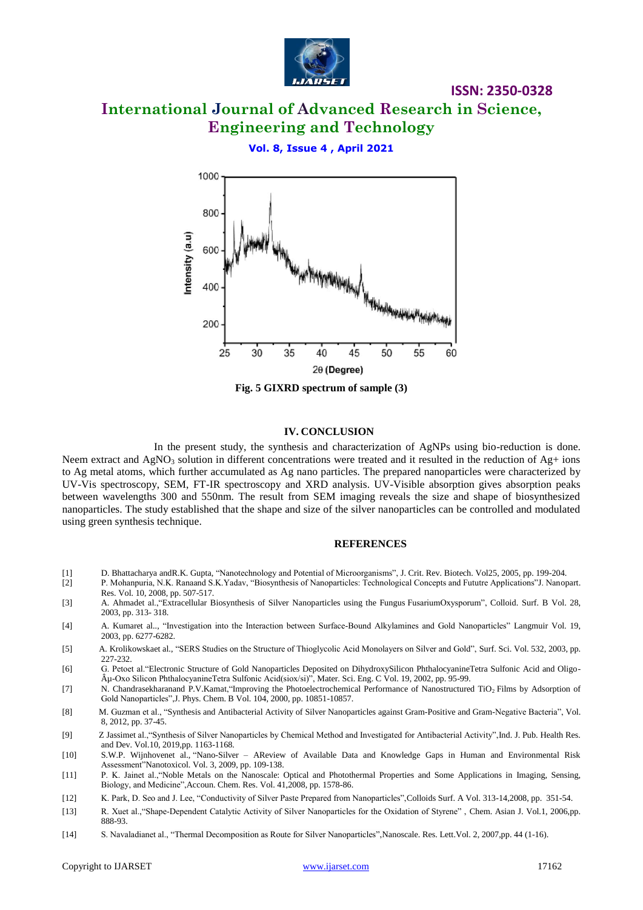Fig. 5 GIXRD spectrum of sample (3)

## IV. CONCLUSION

In the present study, the synthesis and characterization of AgNPs using bio-reduction is done. Neem extract and $AgNO_3$ solution in different concentrations were treated and it resulted in the reduction of $Ag^+$ ions to Ag metal atoms, which further accumulated as Ag nano particles. The prepared nanoparticles were characterized by UV-Vis spectroscopy, SEM, FT-IR spectroscopy and XRD analysis. UV-Visible absorption gives absorption peaks between wavelengths 300 and 550nm. The result from SEM imaging reveals the size and shape of biosynthesized nanoparticles. The study established that the shape and size of the silver nanoparticles can be controlled and modulated using green synthesis technique.

## REFERENCES

[1] D. Bhattacharya andR.K. Gupta, "Nanotechnology and Potential of Microorganisms", J. Crit. Rev. Biotech. Vol25, 2005, pp. 199-204.

[2] P. Mohanpuria, N.K. Ranaand S.K.Yadav, "Biosynthesis of Nanoparticles: Technological Concepts and Fututre Applications"J. Nanopart. Res. Vol. 10, 2008, pp. 507-517.

[3] A. Ahmadet al.,"Extracellular Biosynthesis of Silver Nanoparticles using the Fungus FusariumOxysporum", Colloid. Surf. B Vol. 28, 2003, pp. 313- 318.

[4] A. Kumaret al.., "Investigation into the Interaction between Surface-Bound Alkylamines and Gold Nanoparticles" Langmuir Vol. 19, 2003, pp. 6277-6282.

[5] A. Krolikowskaet al., "SERS Studies on the Structure of Thioglycolic Acid Monolayers on Silver and Gold", Surf. Sci. Vol. 532, 2003, pp. 227-232.

[6] G. Petoet al."Electronic Structure of Gold Nanoparticles Deposited on DihydroxySilicon PhthalocyanineTetra Sulfonic Acid and Oligo-Âμ-Oxo Silicon PhthalocyanineTetra Sulfonic Acid(siox/si)", Mater. Sci. Eng. C Vol. 19, 2002, pp. 95-99.

[7] N. Chandrasekharanand P.V.Kamat,"Improving the Photoelectrochemical Performance of Nanostructured $TiO_2$ Films by Adsorption of Gold Nanoparticles",J. Phys. Chem. B Vol. 104, 2000, pp. 10851-10857.

[8] M. Guzman et al., "Synthesis and Antibacterial Activity of Silver Nanoparticles against Gram-Positive and Gram-Negative Bacteria", Vol. 8, 2012, pp. 37-45.

[9] Z Jassimet al.,"Synthesis of Silver Nanoparticles by Chemical Method and Investigated for Antibacterial Activity",Ind. J. Pub. Health Res. and Dev. Vol.10, 2019,pp. 1163-1168.

[10] S.W.P. Wijnhovenet al., "Nano-Silver – AReview of Available Data and Knowledge Gaps in Human and Environmental Risk Assessment"Nanotoxicol. Vol. 3, 2009, pp. 109-138.

[11] P. K. Jainet al.,"Noble Metals on the Nanoscale: Optical and Photothermal Properties and Some Applications in Imaging, Sensing, Biology, and Medicine",Accoun. Chem. Res. Vol. 41,2008, pp. 1578-86.

[12] K. Park, D. Seo and J. Lee, "Conductivity of Silver Paste Prepared from Nanoparticles",Colloids Surf. A Vol. 313-14,2008, pp. 351-54.

[13] R. Xuet al.,"Shape-Dependent Catalytic Activity of Silver Nanoparticles for the Oxidation of Styrene" , Chem. Asian J. Vol.1, 2006,pp. 888-93.

[14] S. Navaladianet al., "Thermal Decomposition as Route for Silver Nanoparticles",Nanoscale. Res. Lett.Vol. 2, 2007,pp. 44 (1-16).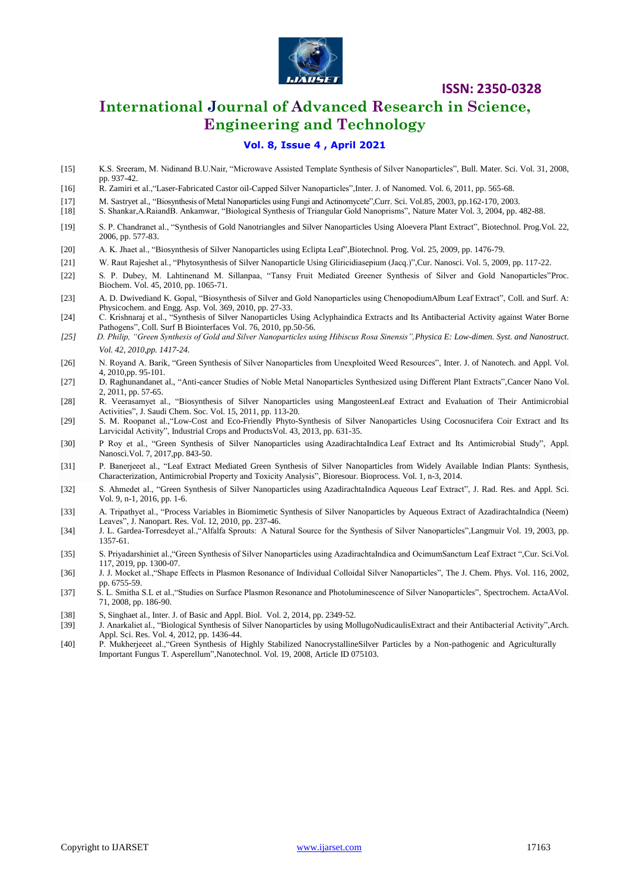[15] K.S. Sreeram, M. Nidinand B.U.Nair, “Microwave Assisted Template Synthesis of Silver Nanoparticles”, Bull. Mater. Sci. Vol. 31, 2008, pp. 937-42.

[16] R. Zamiri et al.,“Laser-Fabricated Castor oil-Capped Silver Nanoparticles”,Inter. J. of Nanomed. Vol. 6, 2011, pp. 565-68.

[17] M. Sastryet al., “Biosynthesis of Metal Nanoparticles using Fungi and Actinomycete”,Curr. Sci. Vol.85, 2003, pp.162-170, 2003.

[18] S. Shankar,A.RaiandB. Ankamwar, “Biological Synthesis of Triangular Gold Nanoprisms”, Nature Mater Vol. 3, 2004, pp. 482-88.

[19] S. P. Chandranet al., “Synthesis of Gold Nanotriangles and Silver Nanoparticles Using Aloevera Plant Extract”, Biotechnol. Prog.Vol. 22, 2006, pp. 577-83.

[20] A. K. Jhaet al., “Biosynthesis of Silver Nanoparticles using Eclipta Leaf”,Biotechnol. Prog. Vol. 25, 2009, pp. 1476-79.

[21] W. Raut Rajeshet al., “Phytosynthesis of Silver Nanoparticle Using Gliricidiasepium (Jacq.)”,Cur. Nanosci. Vol. 5, 2009, pp. 117-22.

[22] S. P. Dubey, M. Lahtinenand M. Sillanpaa, “Tansy Fruit Mediated Greener Synthesis of Silver and Gold Nanoparticles”Proc. Biochem. Vol. 45, 2010, pp. 1065-71.

[23] A. D. Dwivediand K. Gopal, “Biosynthesis of Silver and Gold Nanoparticles using ChenopodiumAlbum Leaf Extract”, Coll. and Surf. A: Physicochem. and Engg. Asp. Vol. 369, 2010, pp. 27-33.

[24] C. Krishnaraj et al., “Synthesis of Silver Nanoparticles Using Aclyphaindica Extracts and Its Antibacterial Activity against Water Borne Pathogens”, Coll. Surf B Biointerfaces Vol. 76, 2010, pp.50-56.

*[25] D. Philip, “Green Synthesis of Gold and Silver Nanoparticles using Hibiscus Rosa Sinensis”,Physica E: Low-dimen. Syst. and Nanostruct. Vol. 42, 2010,pp. 1417-24.*

[26] N. Royand A. Barik, “Green Synthesis of Silver Nanoparticles from Unexploited Weed Resources”, Inter. J. of Nanotech. and Appl. Vol. 4, 2010,pp. 95-101.

[27] D. Raghunandanet al., “Anti-cancer Studies of Noble Metal Nanoparticles Synthesized using Different Plant Extracts”,Cancer Nano Vol. 2, 2011, pp. 57-65.

[28] R. Veerasamyet al., “Biosynthesis of Silver Nanoparticles using MangosteenLeaf Extract and Evaluation of Their Antimicrobial Activities”, J. Saudi Chem. Soc. Vol. 15, 2011, pp. 113-20.

[29] S. M. Roopanet al.,“Low-Cost and Eco-Friendly Phyto-Synthesis of Silver Nanoparticles Using Cocosnucifera Coir Extract and Its Larvicidal Activity”, Industrial Crops and ProductsVol. 43, 2013, pp. 631-35.

[30] P Roy et al., “Green Synthesis of Silver Nanoparticles using AzadirachtaIndica Leaf Extract and Its Antimicrobial Study”, Appl. Nanosci.Vol. 7, 2017,pp. 843-50.

[31] P. Banerjeeet al., “Leaf Extract Mediated Green Synthesis of Silver Nanoparticles from Widely Available Indian Plants: Synthesis, Characterization, Antimicrobial Property and Toxicity Analysis”, Bioresour. Bioprocess. Vol. 1, n-3, 2014.

[32] S. Ahmedet al., “Green Synthesis of Silver Nanoparticles using AzadirachtaIndica Aqueous Leaf Extract”, J. Rad. Res. and Appl. Sci. Vol. 9, n-1, 2016, pp. 1-6.

[33] A. Tripathyet al., “Process Variables in Biomimetic Synthesis of Silver Nanoparticles by Aqueous Extract of AzadirachtaIndica (Neem) Leaves”, J. Nanopart. Res. Vol. 12, 2010, pp. 237-46.

[34] J. L. Gardea-Torresdeyet al.,“Alfalfa Sprouts: A Natural Source for the Synthesis of Silver Nanoparticles”,Langmuir Vol. 19, 2003, pp. 1357-61.

[35] S. Priyadarshiniet al.,“Green Synthesis of Silver Nanoparticles using AzadirachtaIndica and OcimumSanctum Leaf Extract ",Cur. Sci.Vol. 117, 2019, pp. 1300-07.

[36] J. J. Mocket al.,“Shape Effects in Plasmon Resonance of Individual Colloidal Silver Nanoparticles”, The J. Chem. Phys. Vol. 116, 2002, pp. 6755-59.

[37] S. L. Smitha S.L et al.,“Studies on Surface Plasmon Resonance and Photoluminescence of Silver Nanoparticles”, Spectrochem. ActaAVol. 71, 2008, pp. 186-90.

[38] S, Singhaet al., Inter. J. of Basic and Appl. Biol. Vol. 2, 2014, pp. 2349-52.

[39] J. Anarkaliet al., “Biological Synthesis of Silver Nanoparticles by using MollugoNudicaulisExtract and their Antibacterial Activity”,Arch. Appl. Sci. Res. Vol. 4, 2012, pp. 1436-44.

[40] P. Mukherjeeet al.,“Green Synthesis of Highly Stabilized NanocrystallineSilver Particles by a Non-pathogenic and Agriculturally Important Fungus T. Asperellum”,Nanotechnol. Vol. 19, 2008, Article ID 075103.